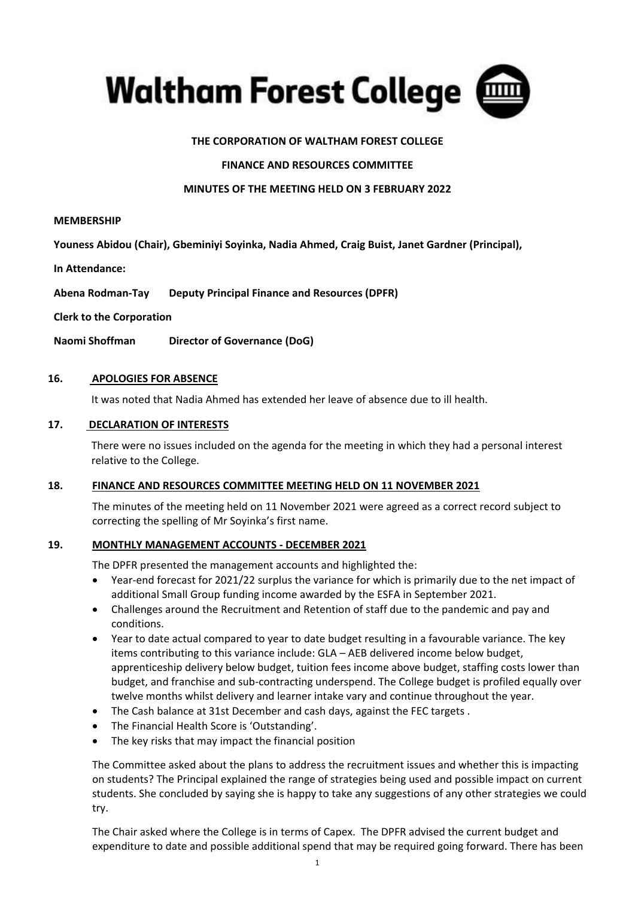# Waltham Forest College

**THE CORPORATION OF WALTHAM FOREST COLLEGE**

**FINANCE AND RESOURCES COMMITTEE**

**MINUTES OF THE MEETING HELD ON 3 FEBRUARY 2022**

**MEMBERSHIP**

**Youness Abidou (Chair), Gbeminiyi Soyinka, Nadia Ahmed, Craig Buist, Janet Gardner (Principal),**

**In Attendance:**

**Abena Rodman-Tay Deputy Principal Finance and Resources (DPFR)**

**Clerk to the Corporation**

**Naomi Shoffman Director of Governance (DoG)**

## 16. APOLOGIES FOR ABSENCE

It was noted that Nadia Ahmed has extended her leave of absence due to ill health.

## 17. DECLARATION OF INTERESTS

There were no issues included on the agenda for the meeting in which they had a personal interest relative to the College.

## 18. FINANCE AND RESOURCES COMMITTEE MEETING HELD ON 11 NOVEMBER 2021

The minutes of the meeting held on 11 November 2021 were agreed as a correct record subject to correcting the spelling of Mr Soyinka's first name.

## 19. MONTHLY MANAGEMENT ACCOUNTS - DECEMBER 2021

The DPFR presented the management accounts and highlighted the:

- Year-end forecast for 2021/22 surplus the variance for which is primarily due to the net impact of additional Small Group funding income awarded by the ESFA in September 2021.
- Challenges around the Recruitment and Retention of staff due to the pandemic and pay and conditions.
- Year to date actual compared to year to date budget resulting in a favourable variance. The key items contributing to this variance include: GLA – AEB delivered income below budget, apprenticeship delivery below budget, tuition fees income above budget, staffing costs lower than budget, and franchise and sub-contracting underspend. The College budget is profiled equally over twelve months whilst delivery and learner intake vary and continue throughout the year.
- The Cash balance at 31st December and cash days, against the FEC targets .
- The Financial Health Score is 'Outstanding'.
- The key risks that may impact the financial position

The Committee asked about the plans to address the recruitment issues and whether this is impacting on students? The Principal explained the range of strategies being used and possible impact on current students. She concluded by saying she is happy to take any suggestions of any other strategies we could try.

The Chair asked where the College is in terms of Capex. The DPFR advised the current budget and expenditure to date and possible additional spend that may be required going forward. There has been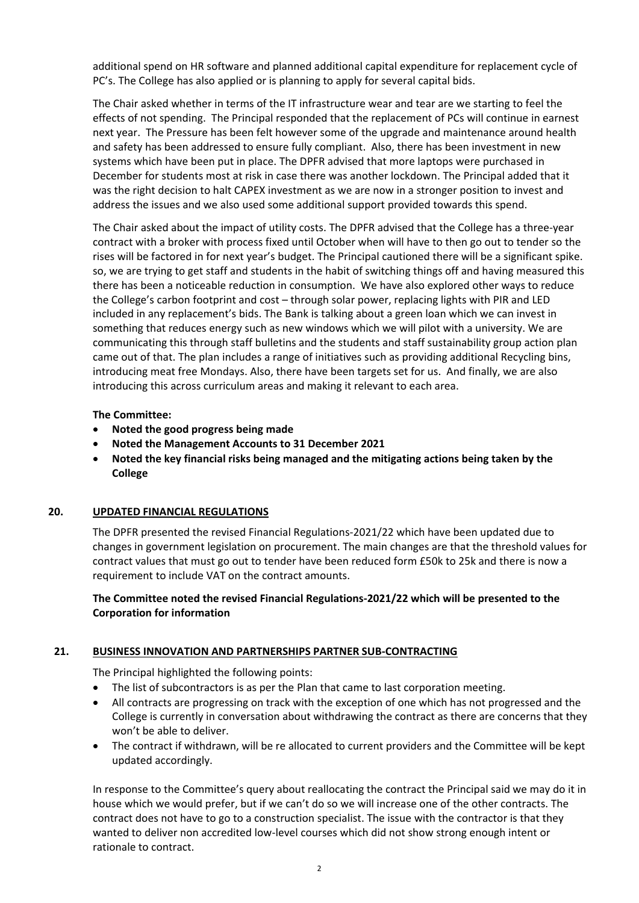additional spend on HR software and planned additional capital expenditure for replacement cycle of PC's. The College has also applied or is planning to apply for several capital bids.

The Chair asked whether in terms of the IT infrastructure wear and tear are we starting to feel the effects of not spending. The Principal responded that the replacement of PCs will continue in earnest next year. The Pressure has been felt however some of the upgrade and maintenance around health and safety has been addressed to ensure fully compliant. Also, there has been investment in new systems which have been put in place. The DPFR advised that more laptops were purchased in December for students most at risk in case there was another lockdown. The Principal added that it was the right decision to halt CAPEX investment as we are now in a stronger position to invest and address the issues and we also used some additional support provided towards this spend.

The Chair asked about the impact of utility costs. The DPFR advised that the College has a three-year contract with a broker with process fixed until October when will have to then go out to tender so the rises will be factored in for next year's budget. The Principal cautioned there will be a significant spike. so, we are trying to get staff and students in the habit of switching things off and having measured this there has been a noticeable reduction in consumption. We have also explored other ways to reduce the College's carbon footprint and cost – through solar power, replacing lights with PIR and LED included in any replacement's bids. The Bank is talking about a green loan which we can invest in something that reduces energy such as new windows which we will pilot with a university. We are communicating this through staff bulletins and the students and staff sustainability group action plan came out of that. The plan includes a range of initiatives such as providing additional Recycling bins, introducing meat free Mondays. Also, there have been targets set for us. And finally, we are also introducing this across curriculum areas and making it relevant to each area.

**The Committee:**

- **Noted the good progress being made**
- **Noted the Management Accounts to 31 December 2021**
- **Noted the key financial risks being managed and the mitigating actions being taken by the College**

## 20. UPDATED FINANCIAL REGULATIONS

The DPFR presented the revised Financial Regulations-2021/22 which have been updated due to changes in government legislation on procurement. The main changes are that the threshold values for contract values that must go out to tender have been reduced form £50k to 25k and there is now a requirement to include VAT on the contract amounts.

**The Committee noted the revised Financial Regulations-2021/22 which will be presented to the Corporation for information**

## 21. BUSINESS INNOVATION AND PARTNERSHIPS PARTNER SUB-CONTRACTING

The Principal highlighted the following points:

- The list of subcontractors is as per the Plan that came to last corporation meeting.
- All contracts are progressing on track with the exception of one which has not progressed and the College is currently in conversation about withdrawing the contract as there are concerns that they won't be able to deliver.
- The contract if withdrawn, will be re allocated to current providers and the Committee will be kept updated accordingly.

In response to the Committee's query about reallocating the contract the Principal said we may do it in house which we would prefer, but if we can't do so we will increase one of the other contracts. The contract does not have to go to a construction specialist. The issue with the contractor is that they wanted to deliver non accredited low-level courses which did not show strong enough intent or rationale to contract.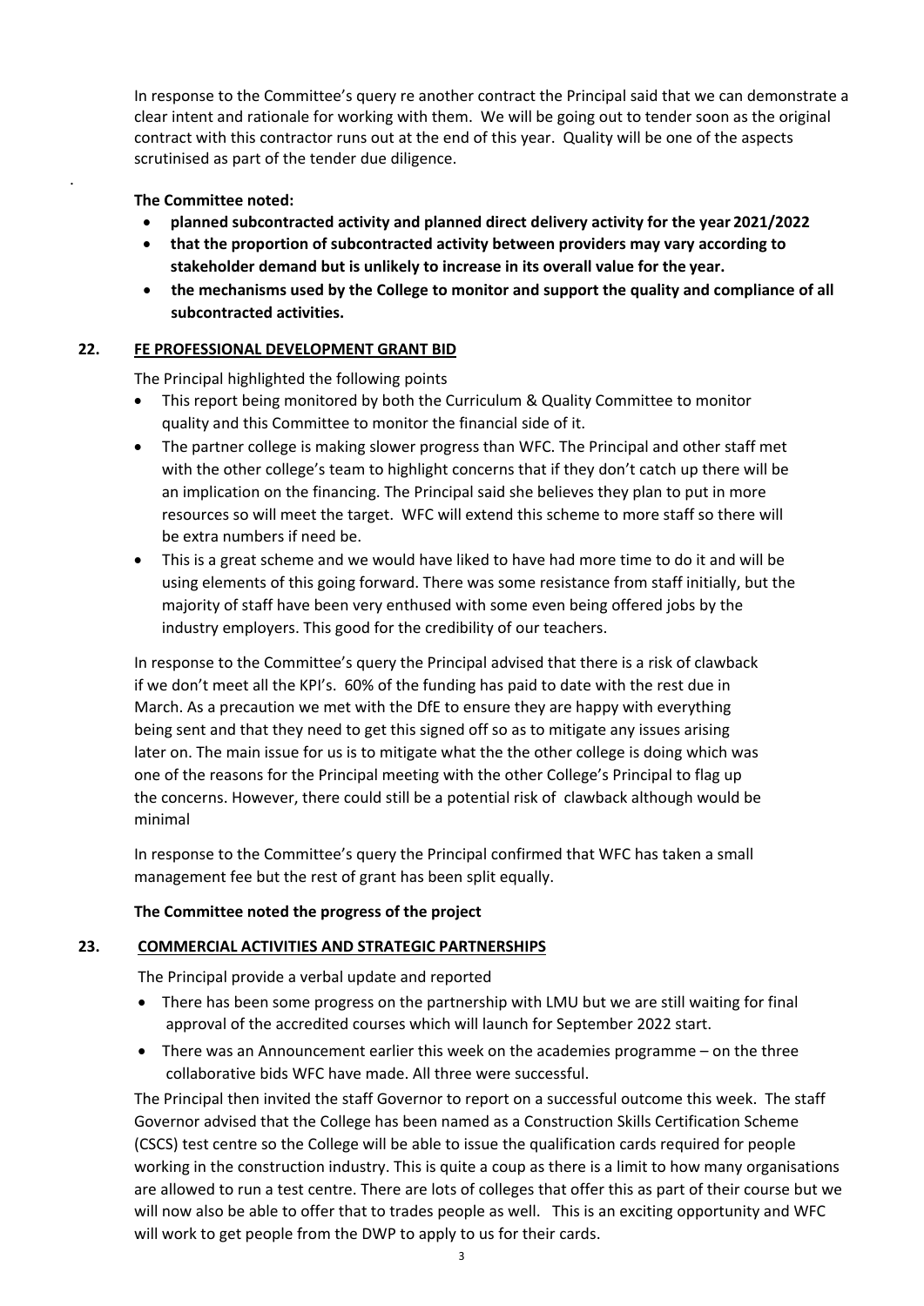In response to the Committee's query re another contract the Principal said that we can demonstrate a clear intent and rationale for working with them. We will be going out to tender soon as the original contract with this contractor runs out at the end of this year. Quality will be one of the aspects scrutinised as part of the tender due diligence.

**The Committee noted:**

- **planned subcontracted activity and planned direct delivery activity for the year 2021/2022**
- **that the proportion of subcontracted activity between providers may vary according to stakeholder demand but is unlikely to increase in its overall value for the year.**
- **the mechanisms used by the College to monitor and support the quality and compliance of all subcontracted activities.**

## 22. FE PROFESSIONAL DEVELOPMENT GRANT BID

The Principal highlighted the following points

- This report being monitored by both the Curriculum & Quality Committee to monitor quality and this Committee to monitor the financial side of it.
- The partner college is making slower progress than WFC. The Principal and other staff met with the other college's team to highlight concerns that if they don't catch up there will be an implication on the financing. The Principal said she believes they plan to put in more resources so will meet the target. WFC will extend this scheme to more staff so there will be extra numbers if need be.
- This is a great scheme and we would have liked to have had more time to do it and will be using elements of this going forward. There was some resistance from staff initially, but the majority of staff have been very enthused with some even being offered jobs by the industry employers. This good for the credibility of our teachers.

In response to the Committee's query the Principal advised that there is a risk of clawback if we don't meet all the KPI's. 60% of the funding has paid to date with the rest due in March. As a precaution we met with the DfE to ensure they are happy with everything being sent and that they need to get this signed off so as to mitigate any issues arising later on. The main issue for us is to mitigate what the the other college is doing which was one of the reasons for the Principal meeting with the other College's Principal to flag up the concerns. However, there could still be a potential risk of clawback although would be minimal

In response to the Committee's query the Principal confirmed that WFC has taken a small management fee but the rest of grant has been split equally.

**The Committee noted the progress of the project**

## 23. COMMERCIAL ACTIVITIES AND STRATEGIC PARTNERSHIPS

The Principal provide a verbal update and reported

- There has been some progress on the partnership with LMU but we are still waiting for final approval of the accredited courses which will launch for September 2022 start.
- There was an Announcement earlier this week on the academies programme – on the three collaborative bids WFC have made. All three were successful.

The Principal then invited the staff Governor to report on a successful outcome this week. The staff Governor advised that the College has been named as a Construction Skills Certification Scheme (CSCS) test centre so the College will be able to issue the qualification cards required for people working in the construction industry. This is quite a coup as there is a limit to how many organisations are allowed to run a test centre. There are lots of colleges that offer this as part of their course but we will now also be able to offer that to trades people as well. This is an exciting opportunity and WFC will work to get people from the DWP to apply to us for their cards.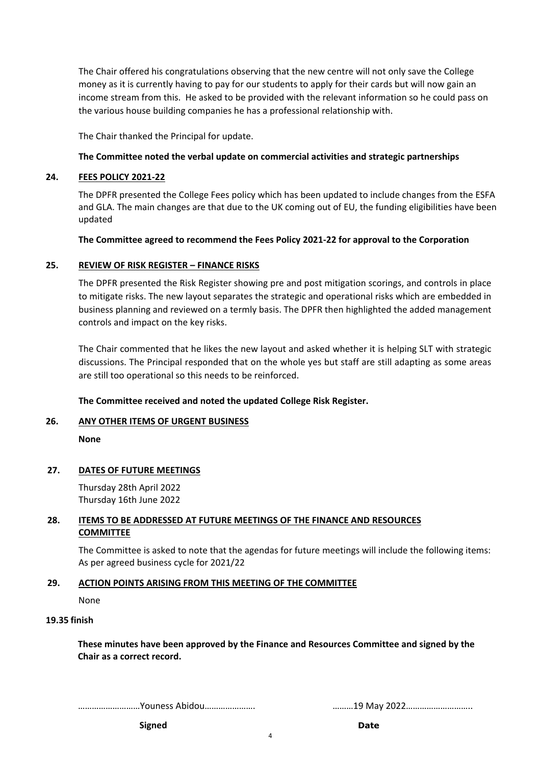The Chair offered his congratulations observing that the new centre will not only save the College money as it is currently having to pay for our students to apply for their cards but will now gain an income stream from this. He asked to be provided with the relevant information so he could pass on the various house building companies he has a professional relationship with.

The Chair thanked the Principal for update.

**The Committee noted the verbal update on commercial activities and strategic partnerships**

## 24. FEES POLICY 2021-22

The DPFR presented the College Fees policy which has been updated to include changes from the ESFA and GLA. The main changes are that due to the UK coming out of EU, the funding eligibilities have been updated

**The Committee agreed to recommend the Fees Policy 2021-22 for approval to the Corporation**

## 25. REVIEW OF RISK REGISTER – FINANCE RISKS

The DPFR presented the Risk Register showing pre and post mitigation scorings, and controls in place to mitigate risks. The new layout separates the strategic and operational risks which are embedded in business planning and reviewed on a termly basis. The DPFR then highlighted the added management controls and impact on the key risks.

The Chair commented that he likes the new layout and asked whether it is helping SLT with strategic discussions. The Principal responded that on the whole yes but staff are still adapting as some areas are still too operational so this needs to be reinforced.

**The Committee received and noted the updated College Risk Register.**

## 26. ANY OTHER ITEMS OF URGENT BUSINESS

**None**

## 27. DATES OF FUTURE MEETINGS

Thursday 28th April 2022
Thursday 16th June 2022

## 28. ITEMS TO BE ADDRESSED AT FUTURE MEETINGS OF THE FINANCE AND RESOURCES COMMITTEE

The Committee is asked to note that the agendas for future meetings will include the following items: As per agreed business cycle for 2021/22

## 29. ACTION POINTS ARISING FROM THIS MEETING OF THE COMMITTEE

None

**19.35 finish**

**These minutes have been approved by the Finance and Resources Committee and signed by the Chair as a correct record.**

……………………Youness Abidou…………………. ………19 May 2022………………………..

**Signed** **Date**